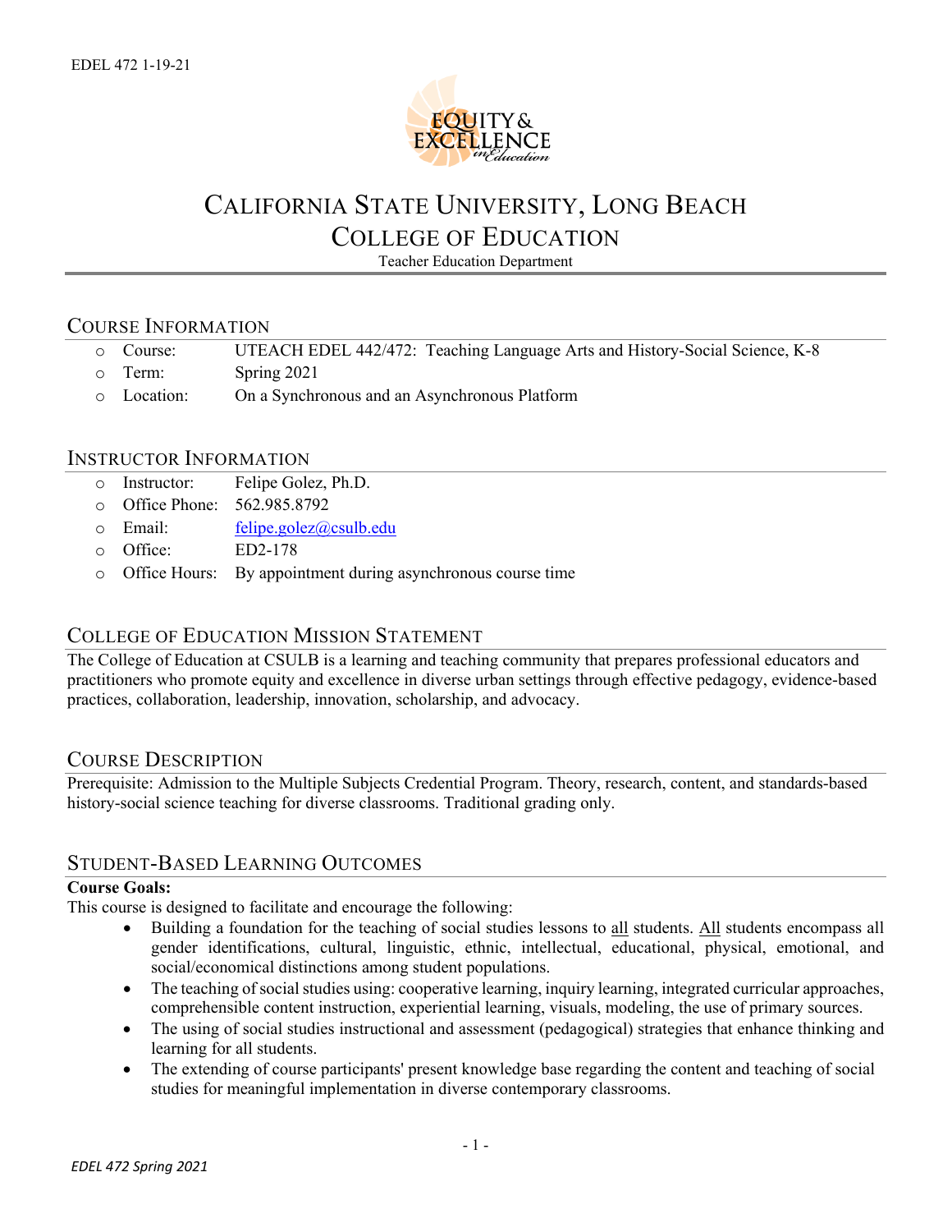EDEL 472 1-19-21

# California State University, Long Beach
# College of Education

Teacher Education Department

## Course Information

- Course: UTEACH EDEL 442/472: Teaching Language Arts and History-Social Science, K-8
- Term: Spring 2021
- Location: On a Synchronous and an Asynchronous Platform

## Instructor Information

- Instructor: Felipe Golez, Ph.D.
- Office Phone: 562.985.8792
- Email: felipe.golez@csulb.edu
- Office: ED2-178
- Office Hours: By appointment during asynchronous course time

## College of Education Mission Statement

The College of Education at CSULB is a learning and teaching community that prepares professional educators and practitioners who promote equity and excellence in diverse urban settings through effective pedagogy, evidence-based practices, collaboration, leadership, innovation, scholarship, and advocacy.

## Course Description

Prerequisite: Admission to the Multiple Subjects Credential Program. Theory, research, content, and standards-based history-social science teaching for diverse classrooms. Traditional grading only.

## Student-Based Learning Outcomes

**Course Goals:**

This course is designed to facilitate and encourage the following:

- Building a foundation for the teaching of social studies lessons to all students. All students encompass all gender identifications, cultural, linguistic, ethnic, intellectual, educational, physical, emotional, and social/economical distinctions among student populations.
- The teaching of social studies using: cooperative learning, inquiry learning, integrated curricular approaches, comprehensible content instruction, experiential learning, visuals, modeling, the use of primary sources.
- The using of social studies instructional and assessment (pedagogical) strategies that enhance thinking and learning for all students.
- The extending of course participants' present knowledge base regarding the content and teaching of social studies for meaningful implementation in diverse contemporary classrooms.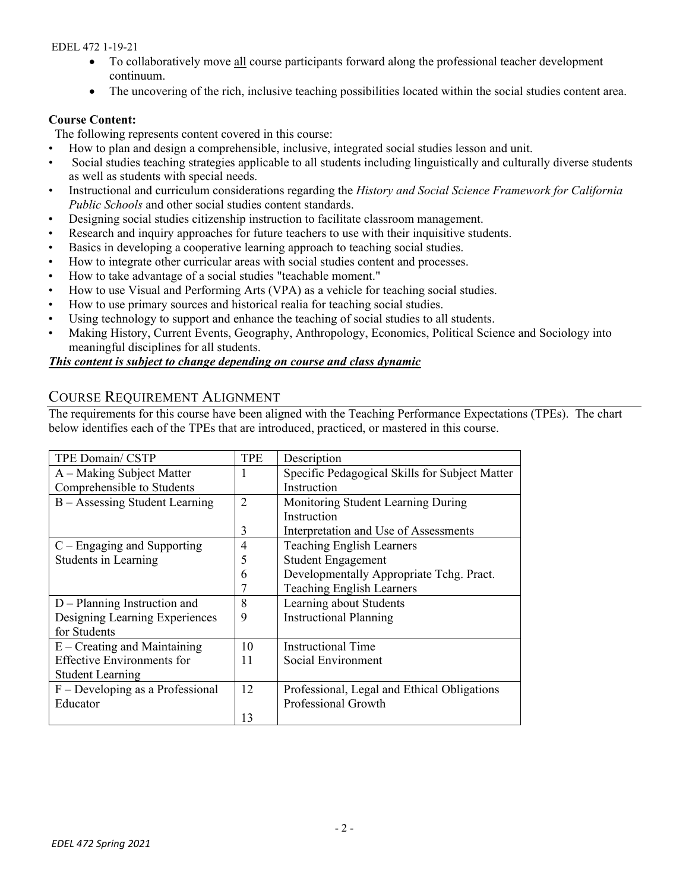- To collaboratively move all course participants forward along the professional teacher development continuum.
- The uncovering of the rich, inclusive teaching possibilities located within the social studies content area.

**Course Content:**

The following represents content covered in this course:

- How to plan and design a comprehensible, inclusive, integrated social studies lesson and unit.
- Social studies teaching strategies applicable to all students including linguistically and culturally diverse students as well as students with special needs.
- Instructional and curriculum considerations regarding the *History and Social Science Framework for California Public Schools* and other social studies content standards.
- Designing social studies citizenship instruction to facilitate classroom management.
- Research and inquiry approaches for future teachers to use with their inquisitive students.
- Basics in developing a cooperative learning approach to teaching social studies.
- How to integrate other curricular areas with social studies content and processes.
- How to take advantage of a social studies "teachable moment."
- How to use Visual and Performing Arts (VPA) as a vehicle for teaching social studies.
- How to use primary sources and historical realia for teaching social studies.
- Using technology to support and enhance the teaching of social studies to all students.
- Making History, Current Events, Geography, Anthropology, Economics, Political Science and Sociology into meaningful disciplines for all students.

***This content is subject to change depending on course and class dynamic***

## Course Requirement Alignment

The requirements for this course have been aligned with the Teaching Performance Expectations (TPEs). The chart below identifies each of the TPEs that are introduced, practiced, or mastered in this course.

| TPE Domain/ CSTP | TPE | Description |
|---|---|---|
| A – Making Subject Matter Comprehensible to Students | 1 | Specific Pedagogical Skills for Subject Matter Instruction |
| B – Assessing Student Learning | 2<br>3 | Monitoring Student Learning During Instruction<br>Interpretation and Use of Assessments |
| C – Engaging and Supporting Students in Learning | 4<br>5<br>6<br>7 | Teaching English Learners<br>Student Engagement<br>Developmentally Appropriate Tchg. Pract.<br>Teaching English Learners |
| D – Planning Instruction and Designing Learning Experiences for Students | 8<br>9 | Learning about Students<br>Instructional Planning |
| E – Creating and Maintaining Effective Environments for Student Learning | 10<br>11 | Instructional Time<br>Social Environment |
| F – Developing as a Professional Educator | 12<br>13 | Professional, Legal and Ethical Obligations<br>Professional Growth |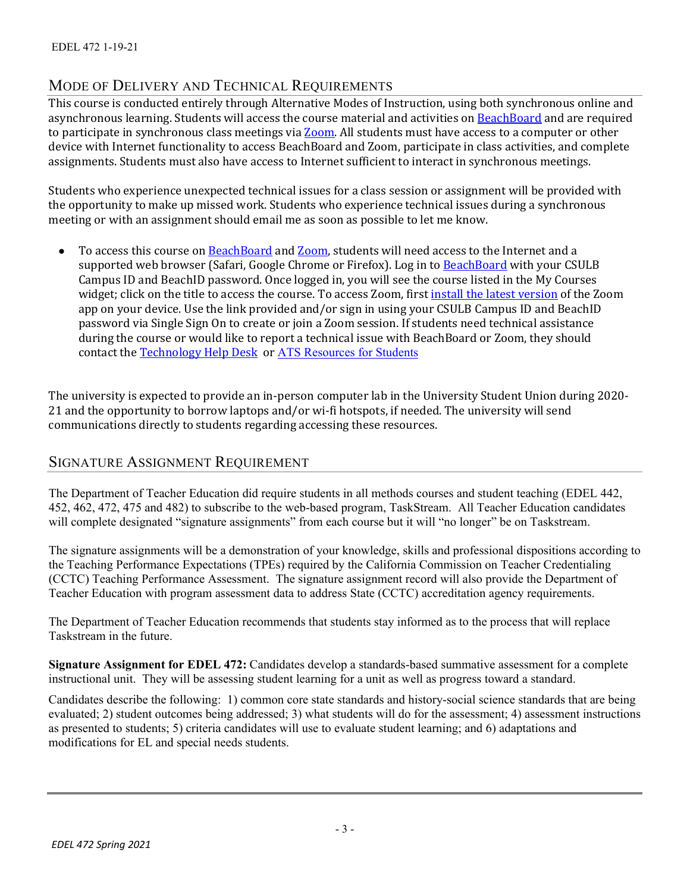## Mode of Delivery and Technical Requirements

This course is conducted entirely through Alternative Modes of Instruction, using both synchronous online and asynchronous learning. Students will access the course material and activities on BeachBoard and are required to participate in synchronous class meetings via Zoom. All students must have access to a computer or other device with Internet functionality to access BeachBoard and Zoom, participate in class activities, and complete assignments. Students must also have access to Internet sufficient to interact in synchronous meetings.

Students who experience unexpected technical issues for a class session or assignment will be provided with the opportunity to make up missed work. Students who experience technical issues during a synchronous meeting or with an assignment should email me as soon as possible to let me know.

- To access this course on BeachBoard and Zoom, students will need access to the Internet and a supported web browser (Safari, Google Chrome or Firefox). Log in to BeachBoard with your CSULB Campus ID and BeachID password. Once logged in, you will see the course listed in the My Courses widget; click on the title to access the course. To access Zoom, first install the latest version of the Zoom app on your device. Use the link provided and/or sign in using your CSULB Campus ID and BeachID password via Single Sign On to create or join a Zoom session. If students need technical assistance during the course or would like to report a technical issue with BeachBoard or Zoom, they should contact the Technology Help Desk or ATS Resources for Students

The university is expected to provide an in-person computer lab in the University Student Union during 2020-21 and the opportunity to borrow laptops and/or wi-fi hotspots, if needed. The university will send communications directly to students regarding accessing these resources.

## Signature Assignment Requirement

The Department of Teacher Education did require students in all methods courses and student teaching (EDEL 442, 452, 462, 472, 475 and 482) to subscribe to the web-based program, TaskStream. All Teacher Education candidates will complete designated "signature assignments" from each course but it will "no longer" be on Taskstream.

The signature assignments will be a demonstration of your knowledge, skills and professional dispositions according to the Teaching Performance Expectations (TPEs) required by the California Commission on Teacher Credentialing (CCTC) Teaching Performance Assessment. The signature assignment record will also provide the Department of Teacher Education with program assessment data to address State (CCTC) accreditation agency requirements.

The Department of Teacher Education recommends that students stay informed as to the process that will replace Taskstream in the future.

**Signature Assignment for EDEL 472:** Candidates develop a standards-based summative assessment for a complete instructional unit. They will be assessing student learning for a unit as well as progress toward a standard.

Candidates describe the following: 1) common core state standards and history-social science standards that are being evaluated; 2) student outcomes being addressed; 3) what students will do for the assessment; 4) assessment instructions as presented to students; 5) criteria candidates will use to evaluate student learning; and 6) adaptations and modifications for EL and special needs students.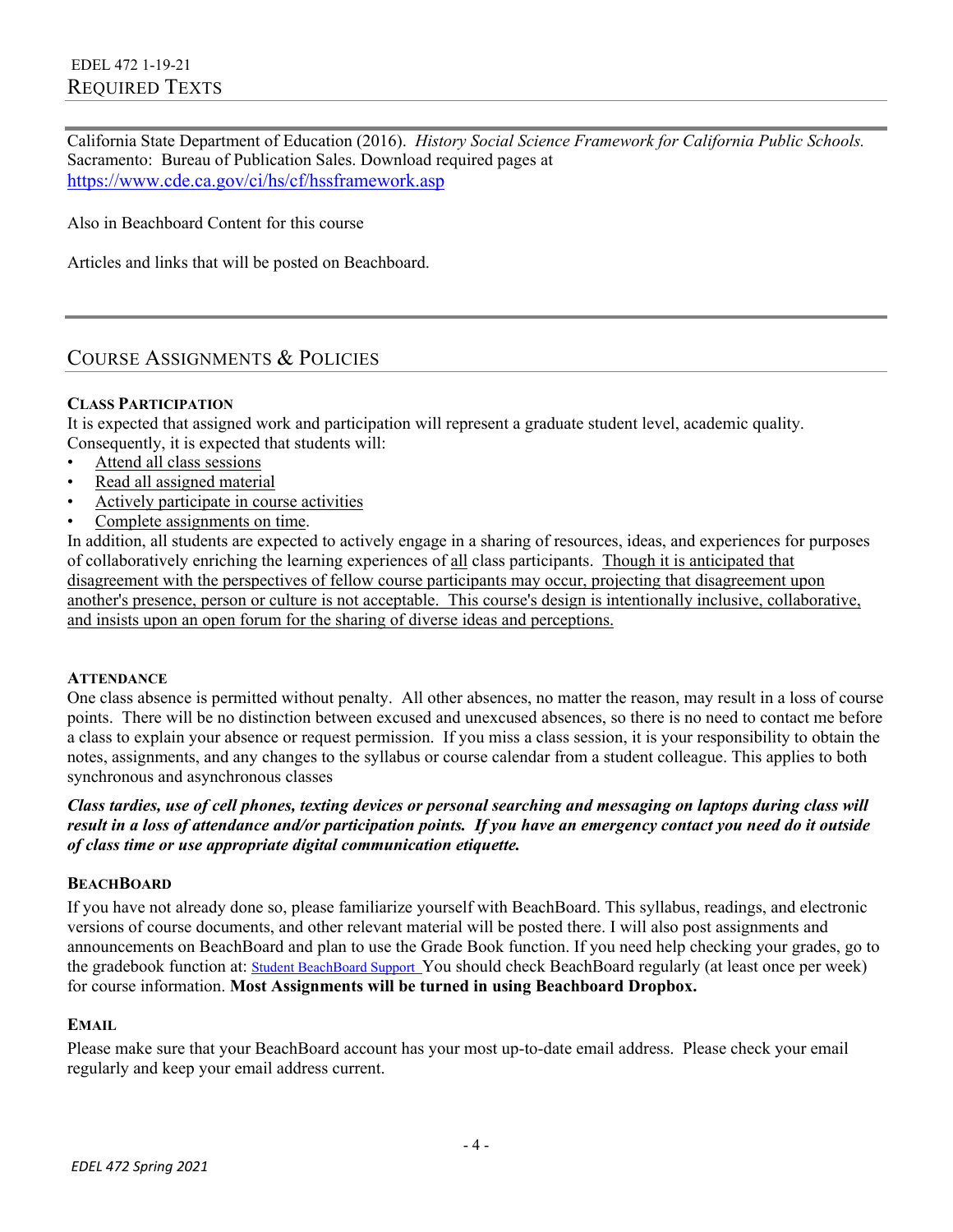## REQUIRED TEXTS

California State Department of Education (2016). *History Social Science Framework for California Public Schools.* Sacramento: Bureau of Publication Sales. Download required pages at https://www.cde.ca.gov/ci/hs/cf/hssframework.asp

Also in Beachboard Content for this course

Articles and links that will be posted on Beachboard.

## COURSE ASSIGNMENTS & POLICIES

### CLASS PARTICIPATION

It is expected that assigned work and participation will represent a graduate student level, academic quality. Consequently, it is expected that students will:

- Attend all class sessions
- Read all assigned material
- Actively participate in course activities
- Complete assignments on time.

In addition, all students are expected to actively engage in a sharing of resources, ideas, and experiences for purposes of collaboratively enriching the learning experiences of all class participants. Though it is anticipated that disagreement with the perspectives of fellow course participants may occur, projecting that disagreement upon another's presence, person or culture is not acceptable. This course's design is intentionally inclusive, collaborative, and insists upon an open forum for the sharing of diverse ideas and perceptions.

### ATTENDANCE

One class absence is permitted without penalty. All other absences, no matter the reason, may result in a loss of course points. There will be no distinction between excused and unexcused absences, so there is no need to contact me before a class to explain your absence or request permission. If you miss a class session, it is your responsibility to obtain the notes, assignments, and any changes to the syllabus or course calendar from a student colleague. This applies to both synchronous and asynchronous classes

***Class tardies, use of cell phones, texting devices or personal searching and messaging on laptops during class will result in a loss of attendance and/or participation points. If you have an emergency contact you need do it outside of class time or use appropriate digital communication etiquette.***

### BEACHBOARD

If you have not already done so, please familiarize yourself with BeachBoard. This syllabus, readings, and electronic versions of course documents, and other relevant material will be posted there. I will also post assignments and announcements on BeachBoard and plan to use the Grade Book function. If you need help checking your grades, go to the gradebook function at: Student BeachBoard Support You should check BeachBoard regularly (at least once per week) for course information. **Most Assignments will be turned in using Beachboard Dropbox.**

### EMAIL

Please make sure that your BeachBoard account has your most up-to-date email address. Please check your email regularly and keep your email address current.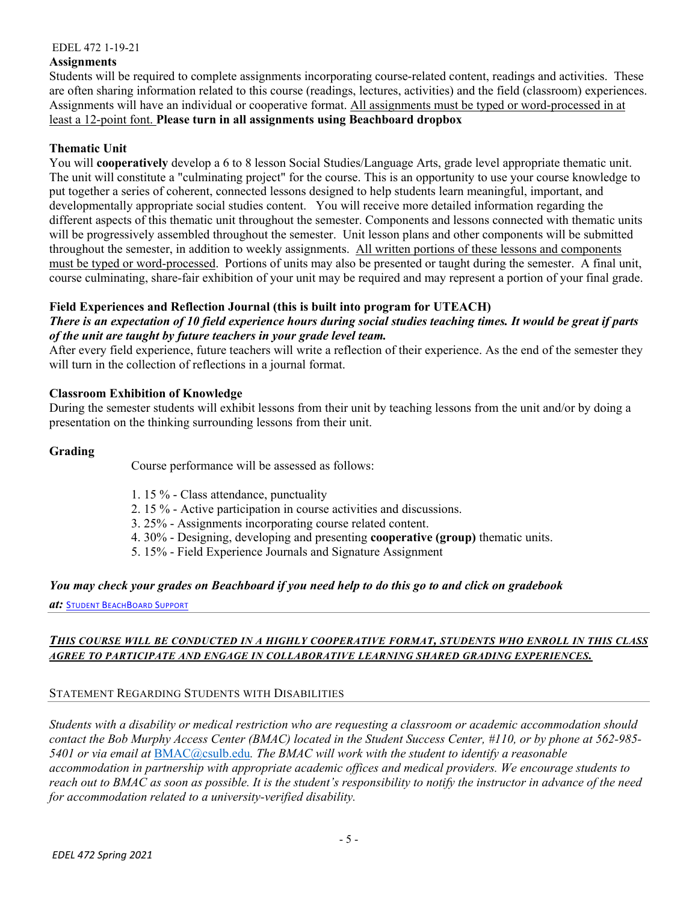**Assignments**

Students will be required to complete assignments incorporating course-related content, readings and activities. These are often sharing information related to this course (readings, lectures, activities) and the field (classroom) experiences. Assignments will have an individual or cooperative format. All assignments must be typed or word-processed in at least a 12-point font. **Please turn in all assignments using Beachboard dropbox**

**Thematic Unit**

You will **cooperatively** develop a 6 to 8 lesson Social Studies/Language Arts, grade level appropriate thematic unit. The unit will constitute a "culminating project" for the course. This is an opportunity to use your course knowledge to put together a series of coherent, connected lessons designed to help students learn meaningful, important, and developmentally appropriate social studies content. You will receive more detailed information regarding the different aspects of this thematic unit throughout the semester. Components and lessons connected with thematic units will be progressively assembled throughout the semester. Unit lesson plans and other components will be submitted throughout the semester, in addition to weekly assignments. All written portions of these lessons and components must be typed or word-processed. Portions of units may also be presented or taught during the semester. A final unit, course culminating, share-fair exhibition of your unit may be required and may represent a portion of your final grade.

**Field Experiences and Reflection Journal (this is built into program for UTEACH)**

***There is an expectation of 10 field experience hours during social studies teaching times. It would be great if parts of the unit are taught by future teachers in your grade level team.***

After every field experience, future teachers will write a reflection of their experience. As the end of the semester they will turn in the collection of reflections in a journal format.

**Classroom Exhibition of Knowledge**

During the semester students will exhibit lessons from their unit by teaching lessons from the unit and/or by doing a presentation on the thinking surrounding lessons from their unit.

**Grading**

Course performance will be assessed as follows:

1. 15 % - Class attendance, punctuality
2. 15 % - Active participation in course activities and discussions.
3. 25% - Assignments incorporating course related content.
4. 30% - Designing, developing and presenting **cooperative (group)** thematic units.
5. 15% - Field Experience Journals and Signature Assignment

***You may check your grades on Beachboard if you need help to do this go to and click on gradebook at:*** STUDENT BEACHBOARD SUPPORT

***THIS COURSE WILL BE CONDUCTED IN A HIGHLY COOPERATIVE FORMAT, STUDENTS WHO ENROLL IN THIS CLASS AGREE TO PARTICIPATE AND ENGAGE IN COLLABORATIVE LEARNING SHARED GRADING EXPERIENCES.***

STATEMENT REGARDING STUDENTS WITH DISABILITIES

*Students with a disability or medical restriction who are requesting a classroom or academic accommodation should contact the Bob Murphy Access Center (BMAC) located in the Student Success Center, #110, or by phone at 562-985-5401 or via email at* BMAC@csulb.edu*. The BMAC will work with the student to identify a reasonable accommodation in partnership with appropriate academic offices and medical providers. We encourage students to reach out to BMAC as soon as possible. It is the student's responsibility to notify the instructor in advance of the need for accommodation related to a university-verified disability.*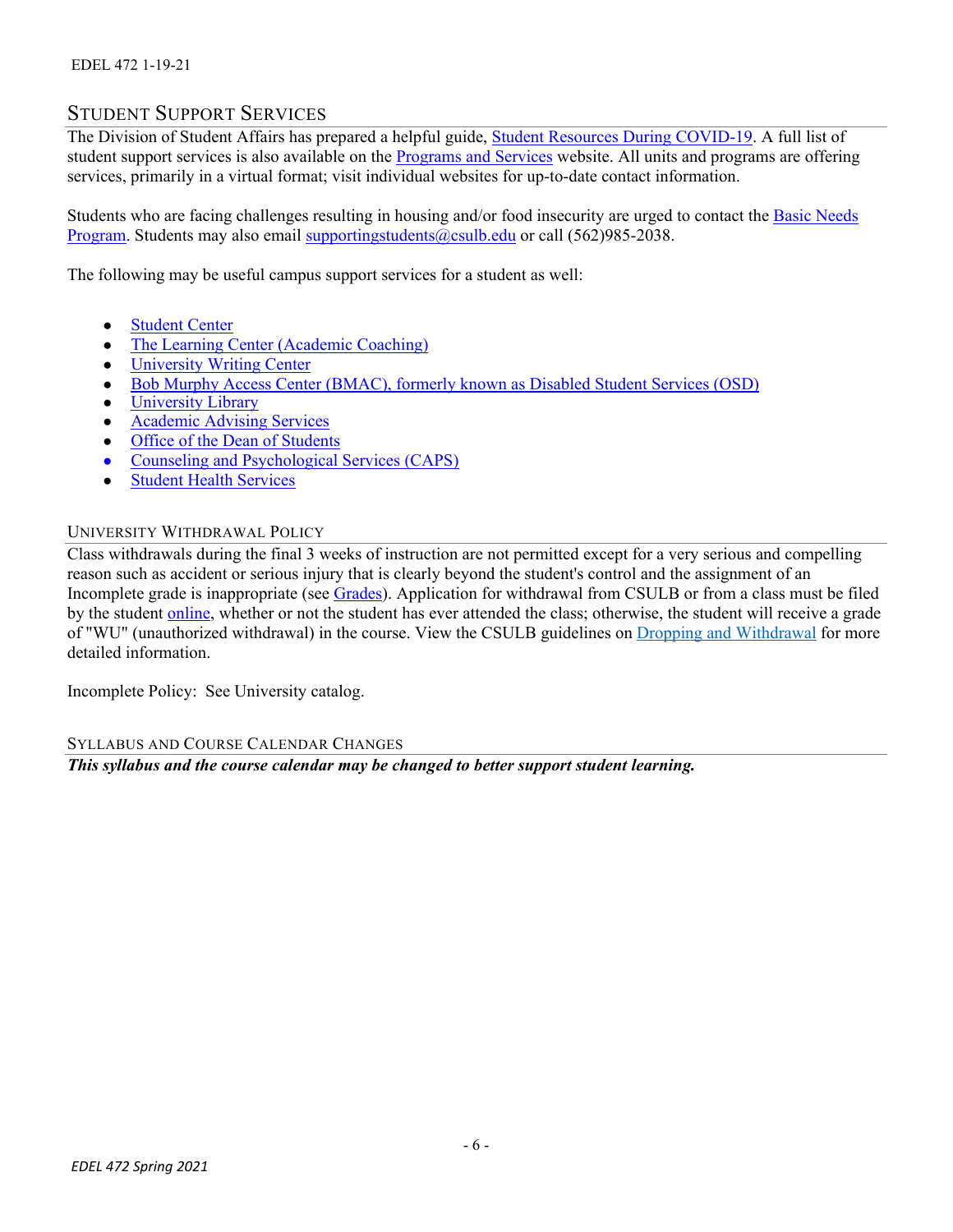## Student Support Services

The Division of Student Affairs has prepared a helpful guide, Student Resources During COVID-19. A full list of student support services is also available on the Programs and Services website. All units and programs are offering services, primarily in a virtual format; visit individual websites for up-to-date contact information.

Students who are facing challenges resulting in housing and/or food insecurity are urged to contact the Basic Needs Program. Students may also email supportingstudents@csulb.edu or call (562)985-2038.

The following may be useful campus support services for a student as well:

- Student Center
- The Learning Center (Academic Coaching)
- University Writing Center
- Bob Murphy Access Center (BMAC), formerly known as Disabled Student Services (OSD)
- University Library
- Academic Advising Services
- Office of the Dean of Students
- Counseling and Psychological Services (CAPS)
- Student Health Services

### University Withdrawal Policy

Class withdrawals during the final 3 weeks of instruction are not permitted except for a very serious and compelling reason such as accident or serious injury that is clearly beyond the student's control and the assignment of an Incomplete grade is inappropriate (see Grades). Application for withdrawal from CSULB or from a class must be filed by the student online, whether or not the student has ever attended the class; otherwise, the student will receive a grade of "WU" (unauthorized withdrawal) in the course. View the CSULB guidelines on Dropping and Withdrawal for more detailed information.

Incomplete Policy: See University catalog.

### Syllabus and Course Calendar Changes

***This syllabus and the course calendar may be changed to better support student learning.***